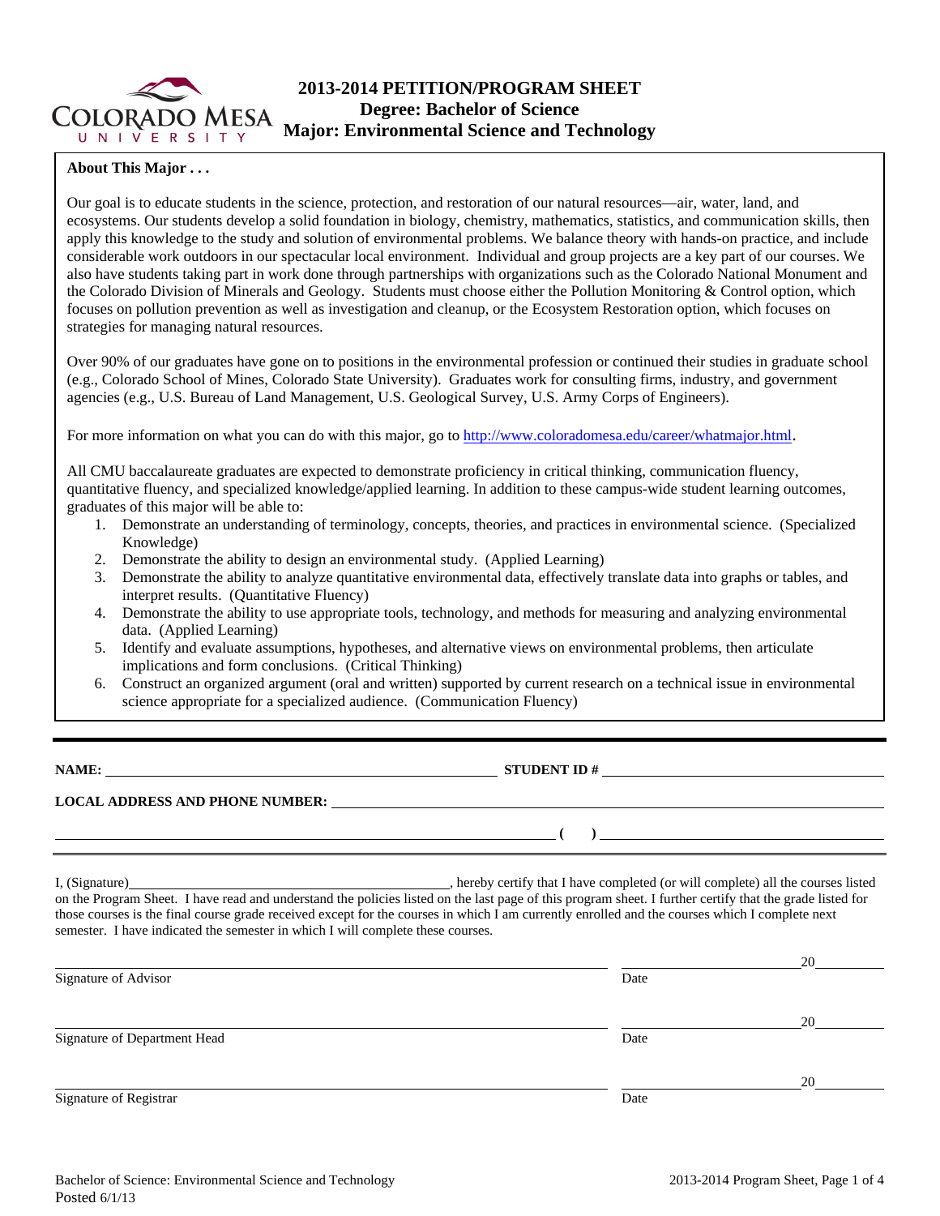# 2013-2014 PETITION/PROGRAM SHEET
## Degree: Bachelor of Science
## Major: Environmental Science and Technology

**About This Major . . .**

Our goal is to educate students in the science, protection, and restoration of our natural resources—air, water, land, and ecosystems. Our students develop a solid foundation in biology, chemistry, mathematics, statistics, and communication skills, then apply this knowledge to the study and solution of environmental problems. We balance theory with hands-on practice, and include considerable work outdoors in our spectacular local environment. Individual and group projects are a key part of our courses. We also have students taking part in work done through partnerships with organizations such as the Colorado National Monument and the Colorado Division of Minerals and Geology. Students must choose either the Pollution Monitoring & Control option, which focuses on pollution prevention as well as investigation and cleanup, or the Ecosystem Restoration option, which focuses on strategies for managing natural resources.

Over 90% of our graduates have gone on to positions in the environmental profession or continued their studies in graduate school (e.g., Colorado School of Mines, Colorado State University). Graduates work for consulting firms, industry, and government agencies (e.g., U.S. Bureau of Land Management, U.S. Geological Survey, U.S. Army Corps of Engineers).

For more information on what you can do with this major, go to http://www.coloradomesa.edu/career/whatmajor.html.

All CMU baccalaureate graduates are expected to demonstrate proficiency in critical thinking, communication fluency, quantitative fluency, and specialized knowledge/applied learning. In addition to these campus-wide student learning outcomes, graduates of this major will be able to:

1. Demonstrate an understanding of terminology, concepts, theories, and practices in environmental science. (Specialized Knowledge)
2. Demonstrate the ability to design an environmental study. (Applied Learning)
3. Demonstrate the ability to analyze quantitative environmental data, effectively translate data into graphs or tables, and interpret results. (Quantitative Fluency)
4. Demonstrate the ability to use appropriate tools, technology, and methods for measuring and analyzing environmental data. (Applied Learning)
5. Identify and evaluate assumptions, hypotheses, and alternative views on environmental problems, then articulate implications and form conclusions. (Critical Thinking)
6. Construct an organized argument (oral and written) supported by current research on a technical issue in environmental science appropriate for a specialized audience. (Communication Fluency)

---

**NAME:** ______________________ **STUDENT ID #** ______________________

**LOCAL ADDRESS AND PHONE NUMBER:** ______________________

______________________ **( )** ______________________

I, (Signature)______________________, hereby certify that I have completed (or will complete) all the courses listed on the Program Sheet. I have read and understand the policies listed on the last page of this program sheet. I further certify that the grade listed for those courses is the final course grade received except for the courses in which I am currently enrolled and the courses which I complete next semester. I have indicated the semester in which I will complete these courses.

______________________ ______________ 20____
Signature of Advisor Date

______________________ ______________ 20____
Signature of Department Head Date

______________________ ______________ 20____
Signature of Registrar Date

Bachelor of Science: Environmental Science and Technology
Posted 6/1/13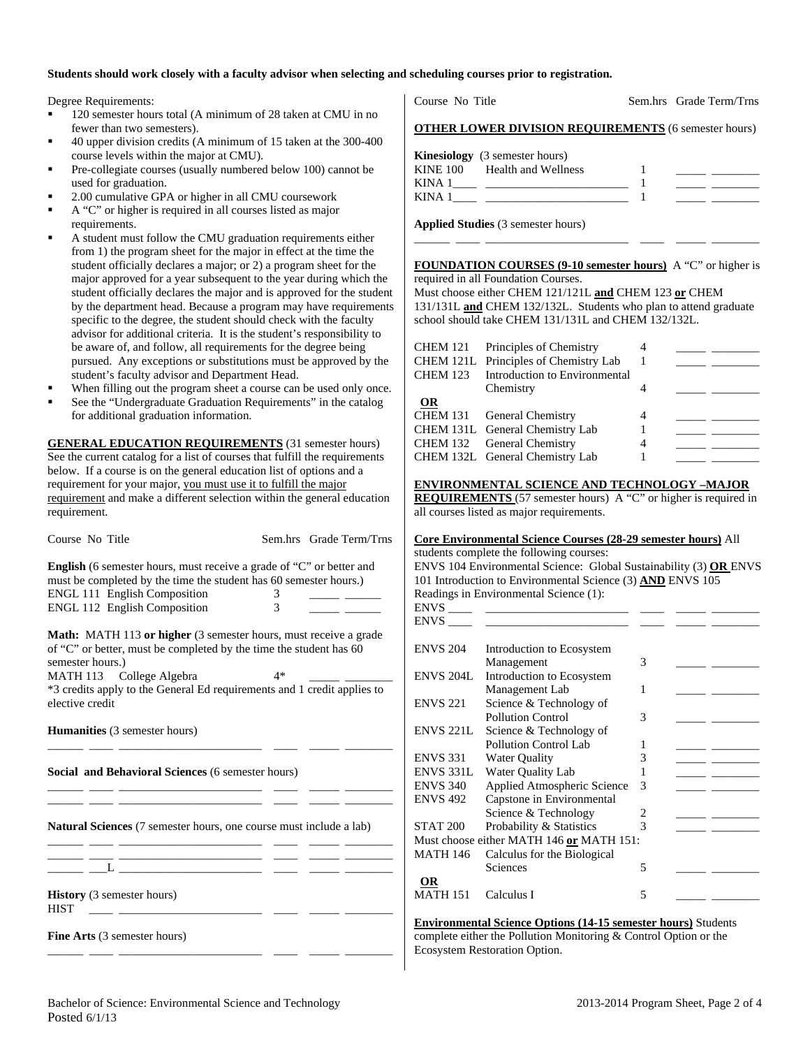**Students should work closely with a faculty advisor when selecting and scheduling courses prior to registration.**

Degree Requirements:

- 120 semester hours total (A minimum of 28 taken at CMU in no fewer than two semesters).
- 40 upper division credits (A minimum of 15 taken at the 300-400 course levels within the major at CMU).
- Pre-collegiate courses (usually numbered below 100) cannot be used for graduation.
- 2.00 cumulative GPA or higher in all CMU coursework
- A "C" or higher is required in all courses listed as major requirements.
- A student must follow the CMU graduation requirements either from 1) the program sheet for the major in effect at the time the student officially declares a major; or 2) a program sheet for the major approved for a year subsequent to the year during which the student officially declares the major and is approved for the student by the department head. Because a program may have requirements specific to the degree, the student should check with the faculty advisor for additional criteria. It is the student's responsibility to be aware of, and follow, all requirements for the degree being pursued. Any exceptions or substitutions must be approved by the student's faculty advisor and Department Head.
- When filling out the program sheet a course can be used only once.
- See the "Undergraduate Graduation Requirements" in the catalog for additional graduation information.

**GENERAL EDUCATION REQUIREMENTS** (31 semester hours) See the current catalog for a list of courses that fulfill the requirements below. If a course is on the general education list of options and a requirement for your major, you must use it to fulfill the major requirement and make a different selection within the general education requirement.

| Course No | Title | Sem.hrs | Grade | Term/Trns |
|---|---|---|---|---|
| **English** (6 semester hours, must receive a grade of "C" or better and must be completed by the time the student has 60 semester hours.) | | | | |
| ENGL 111 | English Composition | 3 | _____ | ______ |
| ENGL 112 | English Composition | 3 | _____ | ______ |
| **Math: MATH 113 or higher** (3 semester hours, must receive a grade of "C" or better, must be completed by the time the student has 60 semester hours.) | | | | |
| MATH 113 | College Algebra | 4* | _____ | ________ |
| *3 credits apply to the General Ed requirements and 1 credit applies to elective credit | | | | |
| **Humanities** (3 semester hours) | | | | |
| ______ ____ | ________________________ | ____ | _____ | ________ |
| **Social and Behavioral Sciences** (6 semester hours) | | | | |
| ______ ____ | ________________________ | ____ | _____ | ________ |
| ______ ____ | ________________________ | ____ | _____ | ________ |
| **Natural Sciences** (7 semester hours, one course must include a lab) | | | | |
| ______ ____ | ________________________ | ____ | _____ | ________ |
| ______ ____ | ________________________ | ____ | _____ | ________ |
| ______ ___L | ________________________ | ____ | _____ | ________ |
| **History** (3 semester hours) | | | | |
| HIST ____ | ________________________ | ____ | _____ | ________ |
| **Fine Arts** (3 semester hours) | | | | |
| ______ ____ | ________________________ | ____ | _____ | ________ |

**OTHER LOWER DIVISION REQUIREMENTS** (6 semester hours)

| Course No | Title | Sem.hrs | Grade | Term/Trns |
|---|---|---|---|---|
| **Kinesiology** (3 semester hours) | | | | |
| KINE 100 | Health and Wellness | 1 | _____ | ________ |
| KINA 1____ | ________________________ | 1 | _____ | ________ |
| KINA 1____ | ________________________ | 1 | _____ | ________ |
| **Applied Studies** (3 semester hours) | | | | |
| ______ ____ | ________________________ | ____ | _____ | ________ |

**FOUNDATION COURSES (9-10 semester hours)** A "C" or higher is required in all Foundation Courses.
Must choose either CHEM 121/121L **and** CHEM 123 **or** CHEM 131/131L **and** CHEM 132/132L. Students who plan to attend graduate school should take CHEM 131/131L and CHEM 132/132L.

| Course No | Title | Sem.hrs | Grade | Term/Trns |
|---|---|---|---|---|
| CHEM 121 | Principles of Chemistry | 4 | _____ | ________ |
| CHEM 121L | Principles of Chemistry Lab | 1 | _____ | ________ |
| CHEM 123 | Introduction to Environmental Chemistry | 4 | _____ | ________ |
| **OR** | | | | |
| CHEM 131 | General Chemistry | 4 | _____ | ________ |
| CHEM 131L | General Chemistry Lab | 1 | _____ | ________ |
| CHEM 132 | General Chemistry | 4 | _____ | ________ |
| CHEM 132L | General Chemistry Lab | 1 | _____ | ________ |

**ENVIRONMENTAL SCIENCE AND TECHNOLOGY –MAJOR REQUIREMENTS** (57 semester hours) A "C" or higher is required in all courses listed as major requirements.

**Core Environmental Science Courses (28-29 semester hours)** All students complete the following courses:
ENVS 104 Environmental Science: Global Sustainability (3) **OR** ENVS 101 Introduction to Environmental Science (3) **AND** ENVS 105 Readings in Environmental Science (1):

| Course No | Title | Sem.hrs | Grade | Term/Trns |
|---|---|---|---|---|
| ENVS ____ | ________________________ | ____ | _____ | ________ |
| ENVS ____ | ________________________ | ____ | _____ | ________ |
| ENVS 204 | Introduction to Ecosystem Management | 3 | _____ | ________ |
| ENVS 204L | Introduction to Ecosystem Management Lab | 1 | _____ | ________ |
| ENVS 221 | Science & Technology of Pollution Control | 3 | _____ | ________ |
| ENVS 221L | Science & Technology of Pollution Control Lab | 1 | _____ | ________ |
| ENVS 331 | Water Quality | 3 | _____ | ________ |
| ENVS 331L | Water Quality Lab | 1 | _____ | ________ |
| ENVS 340 | Applied Atmospheric Science | 3 | _____ | ________ |
| ENVS 492 | Capstone in Environmental Science & Technology | 2 | _____ | ________ |
| STAT 200 | Probability & Statistics | 3 | _____ | ________ |
| Must choose either MATH 146 **or** MATH 151: | | | | |
| MATH 146 | Calculus for the Biological Sciences | 5 | _____ | ________ |
| **OR** | | | | |
| MATH 151 | Calculus I | 5 | _____ | ________ |

**Environmental Science Options (14-15 semester hours)** Students complete either the Pollution Monitoring & Control Option or the Ecosystem Restoration Option.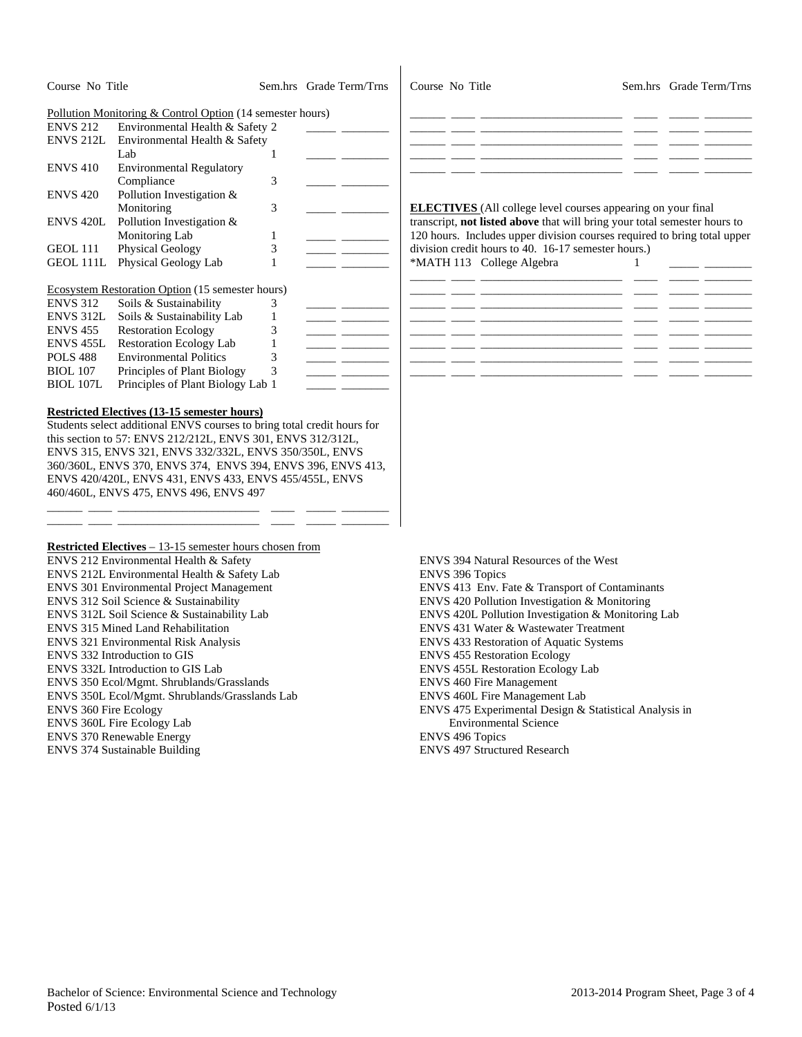| Course No | Title | Sem.hrs | Grade | Term/Trns |
|---|---|---|---|---|
| **Pollution Monitoring & Control Option** (14 semester hours) | | | | |
| ENVS 212 | Environmental Health & Safety | 2 | _____ | ________ |
| ENVS 212L | Environmental Health & Safety Lab | 1 | _____ | ________ |
| ENVS 410 | Environmental Regulatory Compliance | 3 | _____ | ________ |
| ENVS 420 | Pollution Investigation & Monitoring | 3 | _____ | ________ |
| ENVS 420L | Pollution Investigation & Monitoring Lab | 1 | _____ | ________ |
| GEOL 111 | Physical Geology | 3 | _____ | ________ |
| GEOL 111L | Physical Geology Lab | 1 | _____ | ________ |

| Course No | Title | Sem.hrs | Grade | Term/Trns |
|---|---|---|---|---|
| **Ecosystem Restoration Option** (15 semester hours) | | | | |
| ENVS 312 | Soils & Sustainability | 3 | _____ | ________ |
| ENVS 312L | Soils & Sustainability Lab | 1 | _____ | ________ |
| ENVS 455 | Restoration Ecology | 3 | _____ | ________ |
| ENVS 455L | Restoration Ecology Lab | 1 | _____ | ________ |
| POLS 488 | Environmental Politics | 3 | _____ | ________ |
| BIOL 107 | Principles of Plant Biology | 3 | _____ | ________ |
| BIOL 107L | Principles of Plant Biology Lab | 1 | _____ | ________ |

**Restricted Electives (13-15 semester hours)**

Students select additional ENVS courses to bring total credit hours for this section to 57: ENVS 212/212L, ENVS 301, ENVS 312/312L, ENVS 315, ENVS 321, ENVS 332/332L, ENVS 350/350L, ENVS 360/360L, ENVS 370, ENVS 374, ENVS 394, ENVS 396, ENVS 413, ENVS 420/420L, ENVS 431, ENVS 433, ENVS 455/455L, ENVS 460/460L, ENVS 475, ENVS 496, ENVS 497

| Course No | Title | Sem.hrs | Grade | Term/Trns |
|---|---|---|---|---|
| ______ | ______________________ | ____ | _____ | ________ |
| ______ | ______________________ | ____ | _____ | ________ |
| ______ | ______________________ | ____ | _____ | ________ |
| ______ | ______________________ | ____ | _____ | ________ |
| ______ | ______________________ | ____ | _____ | ________ |
| ______ | ______________________ | ____ | _____ | ________ |

**ELECTIVES** (All college level courses appearing on your final transcript, **not listed above** that will bring your total semester hours to 120 hours. Includes upper division courses required to bring total upper division credit hours to 40. 16-17 semester hours.)

| Course No | Title | Sem.hrs | Grade | Term/Trns |
|---|---|---|---|---|
| *MATH 113 | College Algebra | 1 | _____ | ________ |
| ______ | ______________________ | ____ | _____ | ________ |
| ______ | ______________________ | ____ | _____ | ________ |
| ______ | ______________________ | ____ | _____ | ________ |
| ______ | ______________________ | ____ | _____ | ________ |
| ______ | ______________________ | ____ | _____ | ________ |
| ______ | ______________________ | ____ | _____ | ________ |
| ______ | ______________________ | ____ | _____ | ________ |

**Restricted Electives** – 13-15 semester hours chosen from

ENVS 212 Environmental Health & Safety
ENVS 212L Environmental Health & Safety Lab
ENVS 301 Environmental Project Management
ENVS 312 Soil Science & Sustainability
ENVS 312L Soil Science & Sustainability Lab
ENVS 315 Mined Land Rehabilitation
ENVS 321 Environmental Risk Analysis
ENVS 332 Introduction to GIS
ENVS 332L Introduction to GIS Lab
ENVS 350 Ecol/Mgmt. Shrublands/Grasslands
ENVS 350L Ecol/Mgmt. Shrublands/Grasslands Lab
ENVS 360 Fire Ecology
ENVS 360L Fire Ecology Lab
ENVS 370 Renewable Energy
ENVS 374 Sustainable Building
ENVS 394 Natural Resources of the West
ENVS 396 Topics
ENVS 413 Env. Fate & Transport of Contaminants
ENVS 420 Pollution Investigation & Monitoring
ENVS 420L Pollution Investigation & Monitoring Lab
ENVS 431 Water & Wastewater Treatment
ENVS 433 Restoration of Aquatic Systems
ENVS 455 Restoration Ecology
ENVS 455L Restoration Ecology Lab
ENVS 460 Fire Management
ENVS 460L Fire Management Lab
ENVS 475 Experimental Design & Statistical Analysis in Environmental Science
ENVS 496 Topics
ENVS 497 Structured Research

Bachelor of Science: Environmental Science and Technology
Posted 6/1/13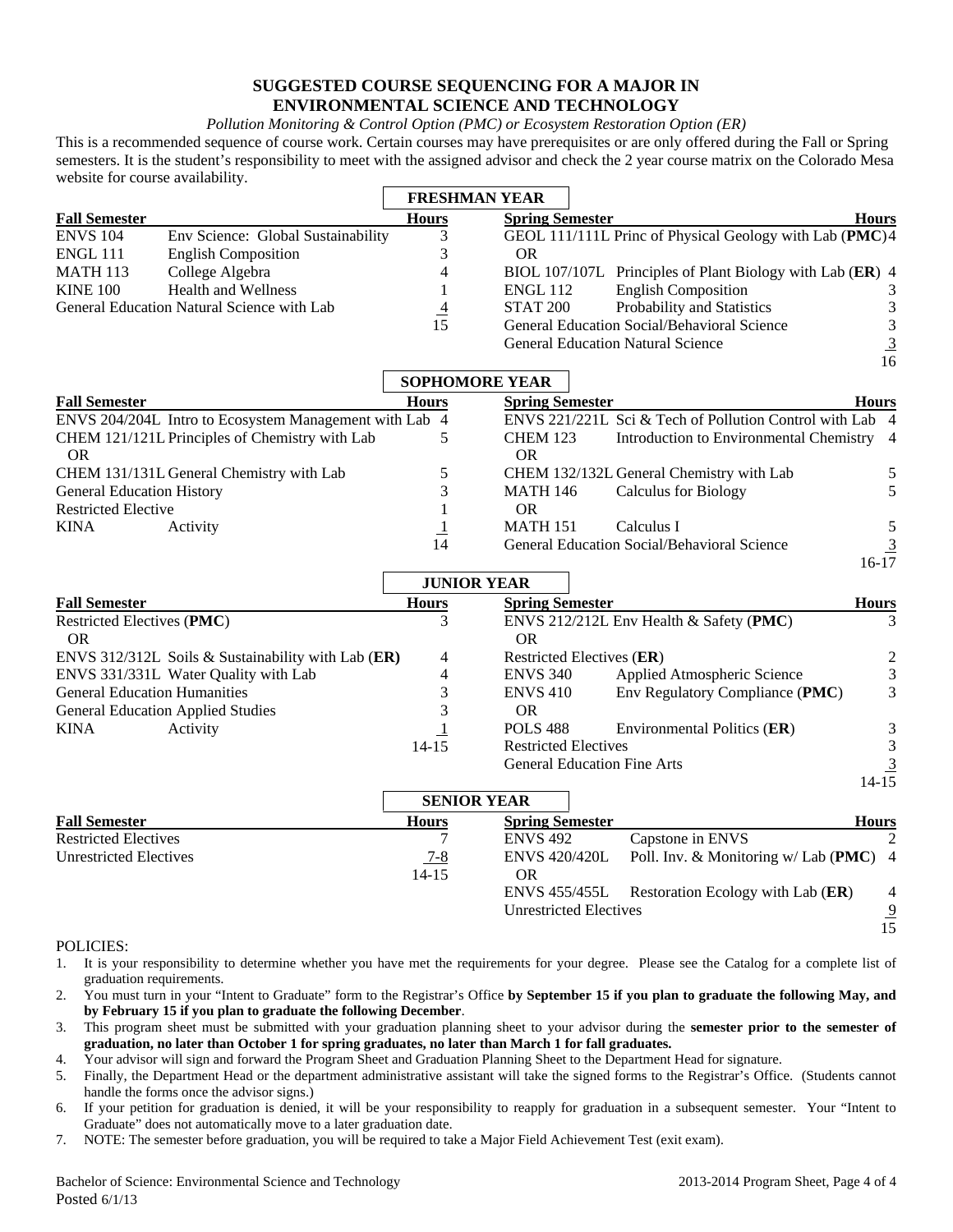# SUGGESTED COURSE SEQUENCING FOR A MAJOR IN ENVIRONMENTAL SCIENCE AND TECHNOLOGY

*Pollution Monitoring & Control Option (PMC) or Ecosystem Restoration Option (ER)*

This is a recommended sequence of course work. Certain courses may have prerequisites or are only offered during the Fall or Spring semesters. It is the student's responsibility to meet with the assigned advisor and check the 2 year course matrix on the Colorado Mesa website for course availability.

## FRESHMAN YEAR

| Fall Semester | | Hours | Spring Semester | | Hours |
|---|---|---|---|---|---|
| ENVS 104 | Env Science: Global Sustainability | 3 | GEOL 111/111L | Princ of Physical Geology with Lab (**PMC**) | 4 |
| ENGL 111 | English Composition | 3 | OR | | |
| MATH 113 | College Algebra | 4 | BIOL 107/107L | Principles of Plant Biology with Lab (**ER**) | 4 |
| KINE 100 | Health and Wellness | 1 | ENGL 112 | English Composition | 3 |
| General Education Natural Science with Lab | | 4 | STAT 200 | Probability and Statistics | 3 |
| | | 15 | General Education Social/Behavioral Science | | 3 |
| | | | General Education Natural Science | | 3 |
| | | | | | 16 |

## SOPHOMORE YEAR

| Fall Semester | | Hours | Spring Semester | | Hours |
|---|---|---|---|---|---|
| ENVS 204/204L | Intro to Ecosystem Management with Lab | 4 | ENVS 221/221L | Sci & Tech of Pollution Control with Lab | 4 |
| CHEM 121/121L | Principles of Chemistry with Lab | 5 | CHEM 123 | Introduction to Environmental Chemistry | 4 |
| OR | | | OR | | |
| CHEM 131/131L | General Chemistry with Lab | 5 | CHEM 132/132L | General Chemistry with Lab | 5 |
| General Education History | | 3 | MATH 146 | Calculus for Biology | 5 |
| Restricted Elective | | 1 | OR | | |
| KINA | Activity | 1 | MATH 151 | Calculus I | 5 |
| | | 14 | General Education Social/Behavioral Science | | 3 |
| | | | | | 16-17 |

## JUNIOR YEAR

| Fall Semester | | Hours | Spring Semester | | Hours |
|---|---|---|---|---|---|
| Restricted Electives (**PMC**) | | 3 | ENVS 212/212L | Env Health & Safety (**PMC**) | 3 |
| OR | | | OR | | |
| ENVS 312/312L | Soils & Sustainability with Lab (**ER**) | 4 | Restricted Electives (**ER**) | | 2 |
| ENVS 331/331L | Water Quality with Lab | 4 | ENVS 340 | Applied Atmospheric Science | 3 |
| General Education Humanities | | 3 | ENVS 410 | Env Regulatory Compliance (**PMC**) | 3 |
| General Education Applied Studies | | 3 | OR | | |
| KINA | Activity | 1 | POLS 488 | Environmental Politics (**ER**) | 3 |
| | | 14-15 | Restricted Electives | | 3 |
| | | | General Education Fine Arts | | 3 |
| | | | | | 14-15 |

## SENIOR YEAR

| Fall Semester | | Hours | Spring Semester | | Hours |
|---|---|---|---|---|---|
| Restricted Electives | | 7 | ENVS 492 | Capstone in ENVS | 2 |
| Unrestricted Electives | | 7-8 | ENVS 420/420L | Poll. Inv. & Monitoring w/ Lab (**PMC**) | 4 |
| | | 14-15 | OR | | |
| | | | ENVS 455/455L | Restoration Ecology with Lab (**ER**) | 4 |
| | | | Unrestricted Electives | | 9 |
| | | | | | 15 |

POLICIES:

1. It is your responsibility to determine whether you have met the requirements for your degree. Please see the Catalog for a complete list of graduation requirements.
2. You must turn in your "Intent to Graduate" form to the Registrar's Office **by September 15 if you plan to graduate the following May, and by February 15 if you plan to graduate the following December**.
3. This program sheet must be submitted with your graduation planning sheet to your advisor during the **semester prior to the semester of graduation, no later than October 1 for spring graduates, no later than March 1 for fall graduates.**
4. Your advisor will sign and forward the Program Sheet and Graduation Planning Sheet to the Department Head for signature.
5. Finally, the Department Head or the department administrative assistant will take the signed forms to the Registrar's Office. (Students cannot handle the forms once the advisor signs.)
6. If your petition for graduation is denied, it will be your responsibility to reapply for graduation in a subsequent semester. Your "Intent to Graduate" does not automatically move to a later graduation date.
7. NOTE: The semester before graduation, you will be required to take a Major Field Achievement Test (exit exam).

Bachelor of Science: Environmental Science and Technology
Posted 6/1/13